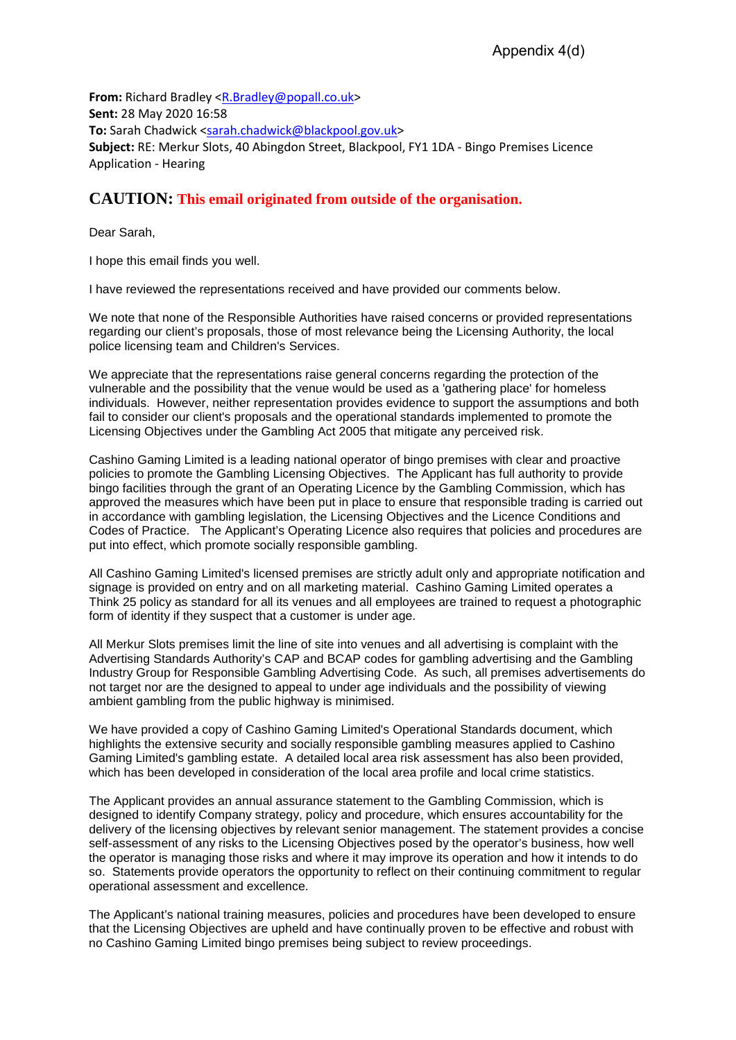Appendix 4(d)

**From:** Richard Bradley <R.Bradley@popall.co.uk>
**Sent:** 28 May 2020 16:58
**To:** Sarah Chadwick <sarah.chadwick@blackpool.gov.uk>
**Subject:** RE: Merkur Slots, 40 Abingdon Street, Blackpool, FY1 1DA - Bingo Premises Licence Application - Hearing

**CAUTION: This email originated from outside of the organisation.**

Dear Sarah,

I hope this email finds you well.

I have reviewed the representations received and have provided our comments below.

We note that none of the Responsible Authorities have raised concerns or provided representations regarding our client's proposals, those of most relevance being the Licensing Authority, the local police licensing team and Children's Services.

We appreciate that the representations raise general concerns regarding the protection of the vulnerable and the possibility that the venue would be used as a 'gathering place' for homeless individuals. However, neither representation provides evidence to support the assumptions and both fail to consider our client's proposals and the operational standards implemented to promote the Licensing Objectives under the Gambling Act 2005 that mitigate any perceived risk.

Cashino Gaming Limited is a leading national operator of bingo premises with clear and proactive policies to promote the Gambling Licensing Objectives. The Applicant has full authority to provide bingo facilities through the grant of an Operating Licence by the Gambling Commission, which has approved the measures which have been put in place to ensure that responsible trading is carried out in accordance with gambling legislation, the Licensing Objectives and the Licence Conditions and Codes of Practice. The Applicant's Operating Licence also requires that policies and procedures are put into effect, which promote socially responsible gambling.

All Cashino Gaming Limited's licensed premises are strictly adult only and appropriate notification and signage is provided on entry and on all marketing material. Cashino Gaming Limited operates a Think 25 policy as standard for all its venues and all employees are trained to request a photographic form of identity if they suspect that a customer is under age.

All Merkur Slots premises limit the line of site into venues and all advertising is complaint with the Advertising Standards Authority's CAP and BCAP codes for gambling advertising and the Gambling Industry Group for Responsible Gambling Advertising Code. As such, all premises advertisements do not target nor are the designed to appeal to under age individuals and the possibility of viewing ambient gambling from the public highway is minimised.

We have provided a copy of Cashino Gaming Limited's Operational Standards document, which highlights the extensive security and socially responsible gambling measures applied to Cashino Gaming Limited's gambling estate. A detailed local area risk assessment has also been provided, which has been developed in consideration of the local area profile and local crime statistics.

The Applicant provides an annual assurance statement to the Gambling Commission, which is designed to identify Company strategy, policy and procedure, which ensures accountability for the delivery of the licensing objectives by relevant senior management. The statement provides a concise self-assessment of any risks to the Licensing Objectives posed by the operator's business, how well the operator is managing those risks and where it may improve its operation and how it intends to do so. Statements provide operators the opportunity to reflect on their continuing commitment to regular operational assessment and excellence.

The Applicant's national training measures, policies and procedures have been developed to ensure that the Licensing Objectives are upheld and have continually proven to be effective and robust with no Cashino Gaming Limited bingo premises being subject to review proceedings.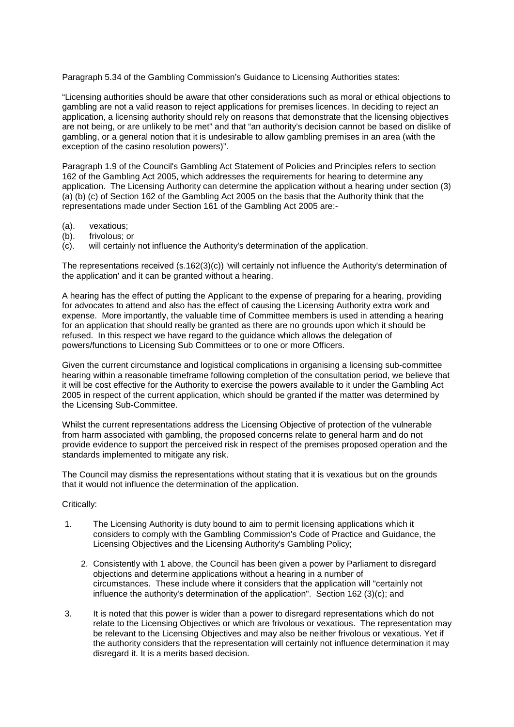Paragraph 5.34 of the Gambling Commission's Guidance to Licensing Authorities states:

"Licensing authorities should be aware that other considerations such as moral or ethical objections to gambling are not a valid reason to reject applications for premises licences. In deciding to reject an application, a licensing authority should rely on reasons that demonstrate that the licensing objectives are not being, or are unlikely to be met" and that "an authority's decision cannot be based on dislike of gambling, or a general notion that it is undesirable to allow gambling premises in an area (with the exception of the casino resolution powers)".

Paragraph 1.9 of the Council's Gambling Act Statement of Policies and Principles refers to section 162 of the Gambling Act 2005, which addresses the requirements for hearing to determine any application. The Licensing Authority can determine the application without a hearing under section (3) (a) (b) (c) of Section 162 of the Gambling Act 2005 on the basis that the Authority think that the representations made under Section 161 of the Gambling Act 2005 are:-

(a). vexatious;
(b). frivolous; or
(c). will certainly not influence the Authority's determination of the application.

The representations received (s.162(3)(c)) 'will certainly not influence the Authority's determination of the application' and it can be granted without a hearing.

A hearing has the effect of putting the Applicant to the expense of preparing for a hearing, providing for advocates to attend and also has the effect of causing the Licensing Authority extra work and expense. More importantly, the valuable time of Committee members is used in attending a hearing for an application that should really be granted as there are no grounds upon which it should be refused. In this respect we have regard to the guidance which allows the delegation of powers/functions to Licensing Sub Committees or to one or more Officers.

Given the current circumstance and logistical complications in organising a licensing sub-committee hearing within a reasonable timeframe following completion of the consultation period, we believe that it will be cost effective for the Authority to exercise the powers available to it under the Gambling Act 2005 in respect of the current application, which should be granted if the matter was determined by the Licensing Sub-Committee.

Whilst the current representations address the Licensing Objective of protection of the vulnerable from harm associated with gambling, the proposed concerns relate to general harm and do not provide evidence to support the perceived risk in respect of the premises proposed operation and the standards implemented to mitigate any risk.

The Council may dismiss the representations without stating that it is vexatious but on the grounds that it would not influence the determination of the application.

Critically:

1. The Licensing Authority is duty bound to aim to permit licensing applications which it considers to comply with the Gambling Commission's Code of Practice and Guidance, the Licensing Objectives and the Licensing Authority's Gambling Policy;

2. Consistently with 1 above, the Council has been given a power by Parliament to disregard objections and determine applications without a hearing in a number of circumstances. These include where it considers that the application will "certainly not influence the authority's determination of the application". Section 162 (3)(c); and

3. It is noted that this power is wider than a power to disregard representations which do not relate to the Licensing Objectives or which are frivolous or vexatious. The representation may be relevant to the Licensing Objectives and may also be neither frivolous or vexatious. Yet if the authority considers that the representation will certainly not influence determination it may disregard it. It is a merits based decision.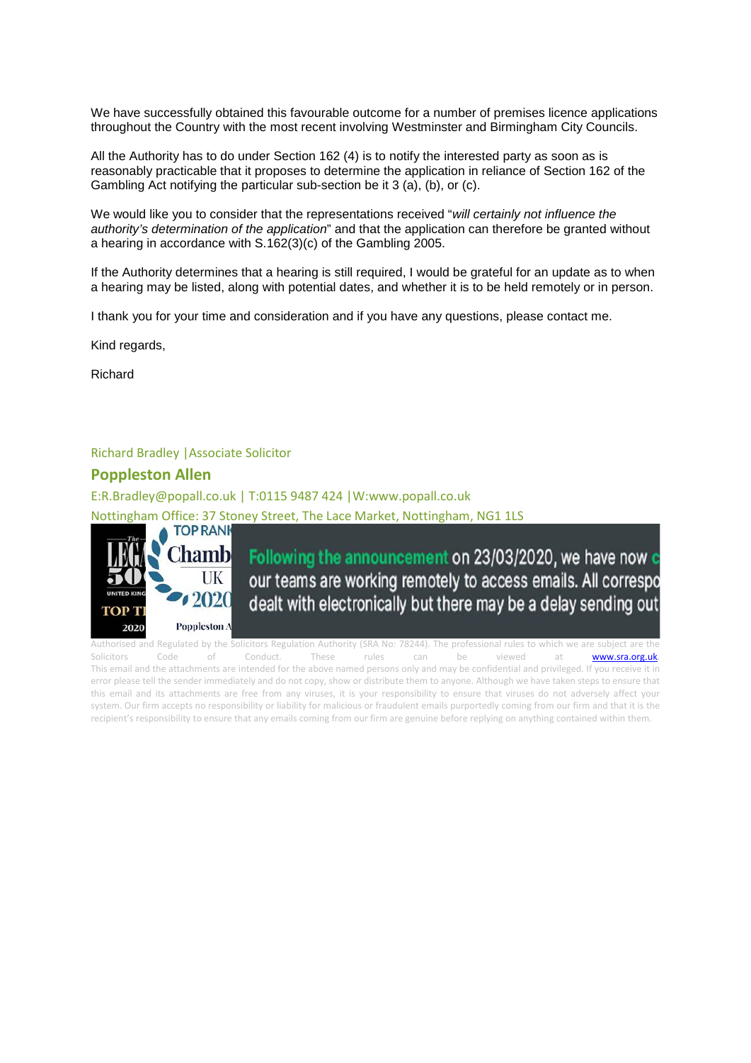We have successfully obtained this favourable outcome for a number of premises licence applications throughout the Country with the most recent involving Westminster and Birmingham City Councils.

All the Authority has to do under Section 162 (4) is to notify the interested party as soon as is reasonably practicable that it proposes to determine the application in reliance of Section 162 of the Gambling Act notifying the particular sub-section be it 3 (a), (b), or (c).

We would like you to consider that the representations received "*will certainly not influence the authority's determination of the application*" and that the application can therefore be granted without a hearing in accordance with S.162(3)(c) of the Gambling 2005.

If the Authority determines that a hearing is still required, I would be grateful for an update as to when a hearing may be listed, along with potential dates, and whether it is to be held remotely or in person.

I thank you for your time and consideration and if you have any questions, please contact me.

Kind regards,

Richard

Richard Bradley |Associate Solicitor

**Poppleston Allen**

E:R.Bradley@popall.co.uk | T:0115 9487 424 |W:www.popall.co.uk

Nottingham Office: 37 Stoney Street, The Lace Market, Nottingham, NG1 1LS

Following the announcement on 23/03/2020, we have now c
our teams are working remotely to access emails. All correspo
dealt with electronically but there may be a delay sending out

Authorised and Regulated by the Solicitors Regulation Authority (SRA No: 78244). The professional rules to which we are subject are the Solicitors Code of Conduct. These rules can be viewed at www.sra.org.uk. This email and the attachments are intended for the above named persons only and may be confidential and privileged. If you receive it in error please tell the sender immediately and do not copy, show or distribute them to anyone. Although we have taken steps to ensure that this email and its attachments are free from any viruses, it is your responsibility to ensure that viruses do not adversely affect your system. Our firm accepts no responsibility or liability for malicious or fraudulent emails purportedly coming from our firm and that it is the recipient's responsibility to ensure that any emails coming from our firm are genuine before replying on anything contained within them.